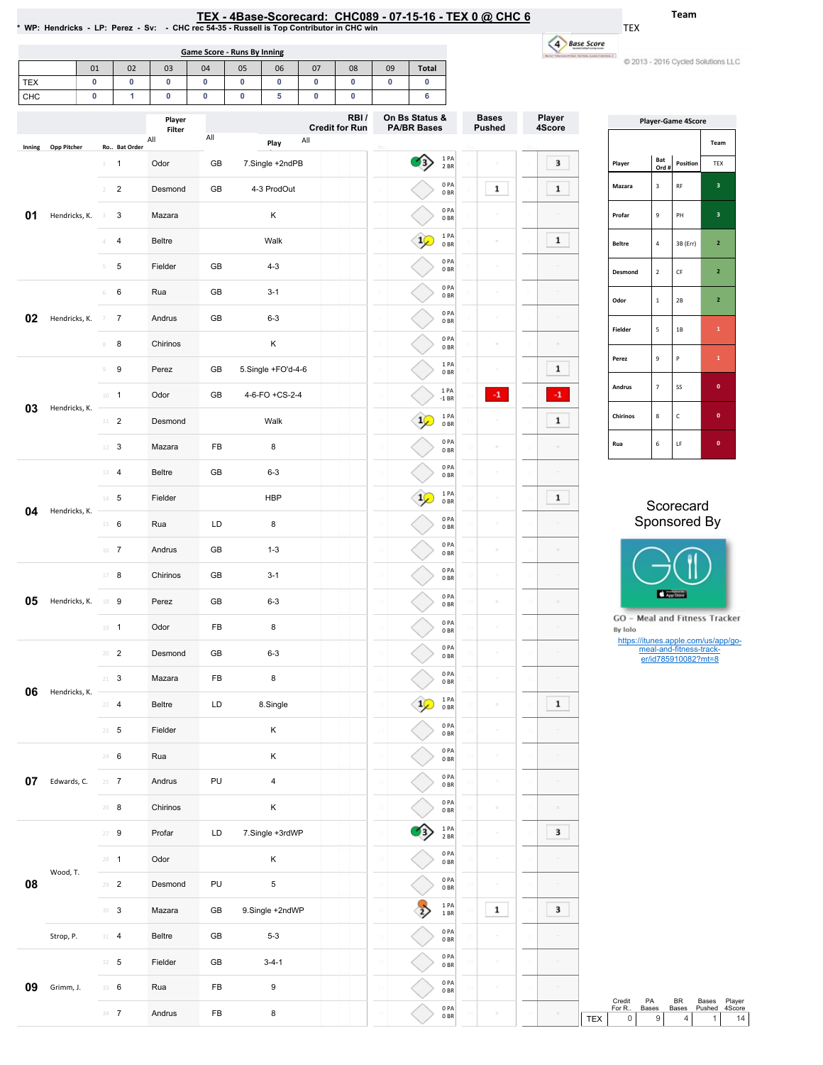# TEX - 4Base-Scorecard: CHC089 - 07-15-16 - TEX 0 @ CHC 6

* WP: Hendricks - LP: Perez - Sv: - CHC rec 54-35 - Russell is Top Contributor in CHC win

Team: TEX

© 2013 - 2016 Cycled Solutions LLC

## Game Score - Runs By Inning

| | 01 | 02 | 03 | 04 | 05 | 06 | 07 | 08 | 09 | Total |
|---|---|---|---|---|---|---|---|---|---|---|
| TEX | 0 | 0 | 0 | 0 | 0 | 0 | 0 | 0 | 0 | 0 |
| CHC | 0 | 1 | 0 | 0 | 0 | 5 | 0 | 0 | | 6 |

| Inning | Opp Pitcher | Ro.. | Bat Order | Player | | Play | RBI / Credit for Run | On Bs Status & PA/BR Bases | Bases Pushed | Player 4Score |
|---|---|---|---|---|---|---|---|---|---|---|
| 01 | Hendricks, K. | 1 | 1 | Odor | GB | 7.Single +2ndPB | | 1 PA 2 BR | | 3 |
| | | 2 | 2 | Desmond | GB | 4-3 ProdOut | | 0 PA 0 BR | 1 | 1 |
| | | 3 | 3 | Mazara | | K | | 0 PA 0 BR | | |
| | | 4 | 4 | Beltre | | Walk | | 1 PA 0 BR | | 1 |
| | | 5 | 5 | Fielder | GB | 4-3 | | 0 PA 0 BR | | |
| 02 | Hendricks, K. | 6 | 6 | Rua | GB | 3-1 | | 0 PA 0 BR | | |
| | | 7 | 7 | Andrus | GB | 6-3 | | 0 PA 0 BR | | |
| | | 8 | 8 | Chirinos | | K | | 0 PA 0 BR | | |
| 03 | Hendricks, K. | 9 | 9 | Perez | GB | 5.Single +FO'd-4-6 | | 1 PA 0 BR | | 1 |
| | | 10 | 1 | Odor | GB | 4-6-FO +CS-2-4 | | 1 PA -1 BR | -1 | -1 |
| | | 11 | 2 | Desmond | | Walk | | 1 PA 0 BR | | 1 |
| | | 12 | 3 | Mazara | FB | 8 | | 0 PA 0 BR | | |
| 04 | Hendricks, K. | 13 | 4 | Beltre | GB | 6-3 | | 0 PA 0 BR | | |
| | | 14 | 5 | Fielder | | HBP | | 1 PA 0 BR | | 1 |
| | | 15 | 6 | Rua | LD | 8 | | 0 PA 0 BR | | |
| | | 16 | 7 | Andrus | GB | 1-3 | | 0 PA 0 BR | | |
| 05 | Hendricks, K. | 17 | 8 | Chirinos | GB | 3-1 | | 0 PA 0 BR | | |
| | | 18 | 9 | Perez | GB | 6-3 | | 0 PA 0 BR | | |
| | | 19 | 1 | Odor | FB | 8 | | 0 PA 0 BR | | |
| 06 | Hendricks, K. | 20 | 2 | Desmond | GB | 6-3 | | 0 PA 0 BR | | |
| | | 21 | 3 | Mazara | FB | 8 | | 0 PA 0 BR | | |
| | | 22 | 4 | Beltre | LD | 8.Single | | 1 PA 0 BR | | 1 |
| | | 23 | 5 | Fielder | | K | | 0 PA 0 BR | | |
| 07 | Edwards, C. | 24 | 6 | Rua | | K | | 0 PA 0 BR | | |
| | | 25 | 7 | Andrus | PU | 4 | | 0 PA 0 BR | | |
| | | 26 | 8 | Chirinos | | K | | 0 PA 0 BR | | |
| 08 | Wood, T. | 27 | 9 | Profar | LD | 7.Single +3rdWP | | 1 PA 2 BR | | 3 |
| | | 28 | 1 | Odor | | K | | 0 PA 0 BR | | |
| | | 29 | 2 | Desmond | PU | 5 | | 0 PA 0 BR | | |
| | | 30 | 3 | Mazara | GB | 9.Single +2ndWP | | 1 PA 1 BR | 1 | 3 |
| | Strop, P. | 31 | 4 | Beltre | GB | 5-3 | | 0 PA 0 BR | | |
| 09 | Grimm, J. | 32 | 5 | Fielder | GB | 3-4-1 | | 0 PA 0 BR | | |
| | | 33 | 6 | Rua | FB | 9 | | 0 PA 0 BR | | |
| | | 34 | 7 | Andrus | FB | 8 | | 0 PA 0 BR | | |

## Player-Game 4Score

| Player | Bat Ord # | Position | TEX |
|---|---|---|---|
| Mazara | 3 | RF | 3 |
| Profar | 9 | PH | 3 |
| Beltre | 4 | 3B (Err) | 2 |
| Desmond | 2 | CF | 2 |
| Odor | 1 | 2B | 2 |
| Fielder | 5 | 1B | 1 |
| Perez | 9 | P | 1 |
| Andrus | 7 | SS | 0 |
| Chirinos | 8 | C | 0 |
| Rua | 6 | LF | 0 |

Scorecard Sponsored By

GO - Meal and Fitness Tracker
By Iolo
https://itunes.apple.com/us/app/go-meal-and-fitness-track-er/id785910082?mt=8

| | Credit For R.. | PA Bases | BR Bases | Bases Pushed | Player 4Score |
|---|---|---|---|---|---|
| TEX | 0 | 9 | 4 | 1 | 14 |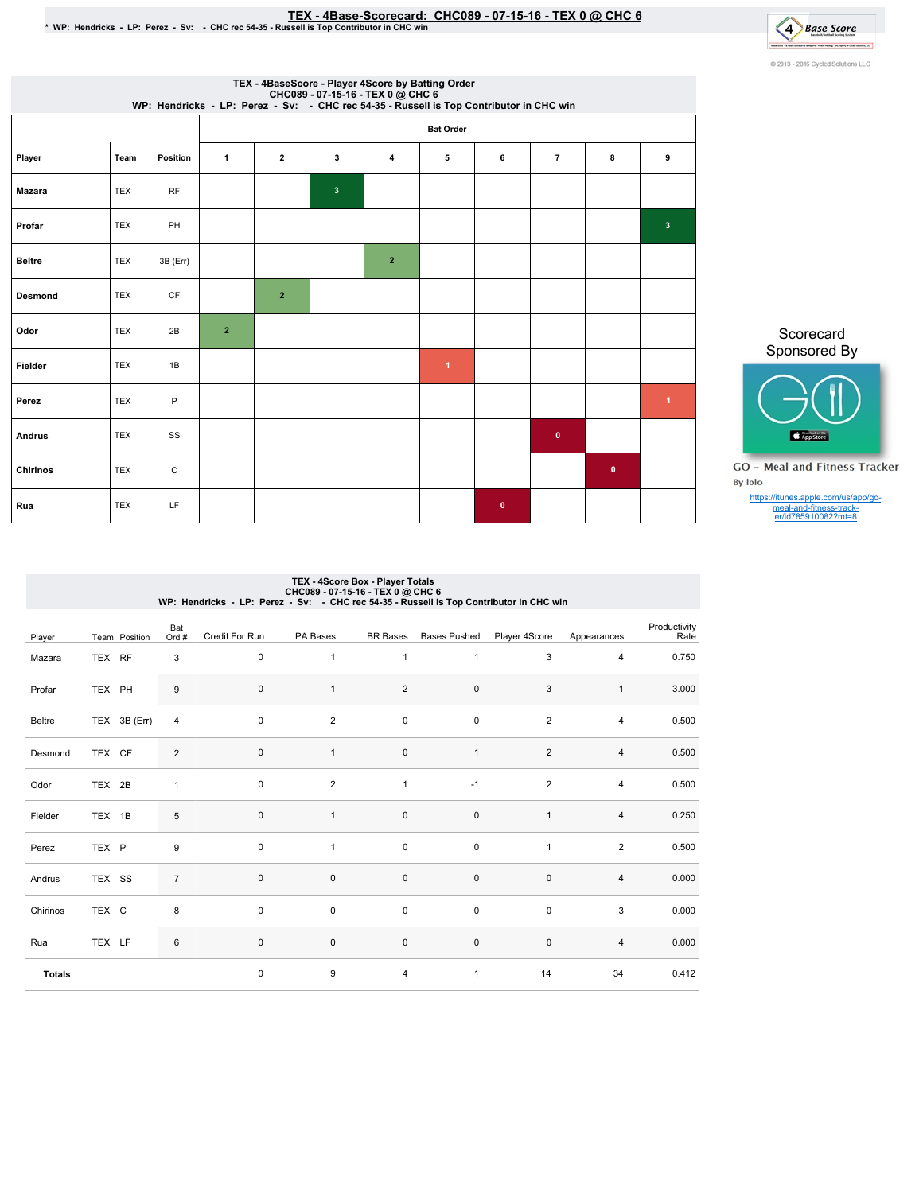# TEX - 4Base-Scorecard: CHC089 - 07-15-16 - TEX 0 @ CHC 6

\* WP: Hendricks - LP: Perez - Sv: - CHC rec 54-35 - Russell is Top Contributor in CHC win

© 2013 - 2016 Cycled Solutions LLC

## TEX - 4BaseScore - Player 4Score by Batting Order

CHC089 - 07-15-16 - TEX 0 @ CHC 6
WP: Hendricks - LP: Perez - Sv: - CHC rec 54-35 - Russell is Top Contributor in CHC win

| | | | Bat Order | | | | | | | | |
|---|---|---|---|---|---|---|---|---|---|---|---|
| Player | Team | Position | 1 | 2 | 3 | 4 | 5 | 6 | 7 | 8 | 9 |
| Mazara | TEX | RF | | | 3 | | | | | | |
| Profar | TEX | PH | | | | | | | | | 3 |
| Beltre | TEX | 3B (Err) | | | | 2 | | | | | |
| Desmond | TEX | CF | | 2 | | | | | | | |
| Odor | TEX | 2B | 2 | | | | | | | | |
| Fielder | TEX | 1B | | | | | 1 | | | | |
| Perez | TEX | P | | | | | | | | | 1 |
| Andrus | TEX | SS | | | | | | | 0 | | |
| Chirinos | TEX | C | | | | | | | | 0 | |
| Rua | TEX | LF | | | | | | 0 | | | |

Scorecard Sponsored By

GO - Meal and Fitness Tracker
By Iolo

https://itunes.apple.com/us/app/go-meal-and-fitness-track-er/id785910082?mt=8

## TEX - 4Score Box - Player Totals

CHC089 - 07-15-16 - TEX 0 @ CHC 6
WP: Hendricks - LP: Perez - Sv: - CHC rec 54-35 - Russell is Top Contributor in CHC win

| Player | Team | Position | Bat Ord # | Credit For Run | PA Bases | BR Bases | Bases Pushed | Player 4Score | Appearances | Productivity Rate |
|---|---|---|---|---|---|---|---|---|---|---|
| Mazara | TEX | RF | 3 | 0 | 1 | 1 | 1 | 3 | 4 | 0.750 |
| Profar | TEX | PH | 9 | 0 | 1 | 2 | 0 | 3 | 1 | 3.000 |
| Beltre | TEX | 3B (Err) | 4 | 0 | 2 | 0 | 0 | 2 | 4 | 0.500 |
| Desmond | TEX | CF | 2 | 0 | 1 | 0 | 1 | 2 | 4 | 0.500 |
| Odor | TEX | 2B | 1 | 0 | 2 | 1 | -1 | 2 | 4 | 0.500 |
| Fielder | TEX | 1B | 5 | 0 | 1 | 0 | 0 | 1 | 4 | 0.250 |
| Perez | TEX | P | 9 | 0 | 1 | 0 | 0 | 1 | 2 | 0.500 |
| Andrus | TEX | SS | 7 | 0 | 0 | 0 | 0 | 0 | 4 | 0.000 |
| Chirinos | TEX | C | 8 | 0 | 0 | 0 | 0 | 0 | 3 | 0.000 |
| Rua | TEX | LF | 6 | 0 | 0 | 0 | 0 | 0 | 4 | 0.000 |
| **Totals** | | | | 0 | 9 | 4 | 1 | 14 | 34 | 0.412 |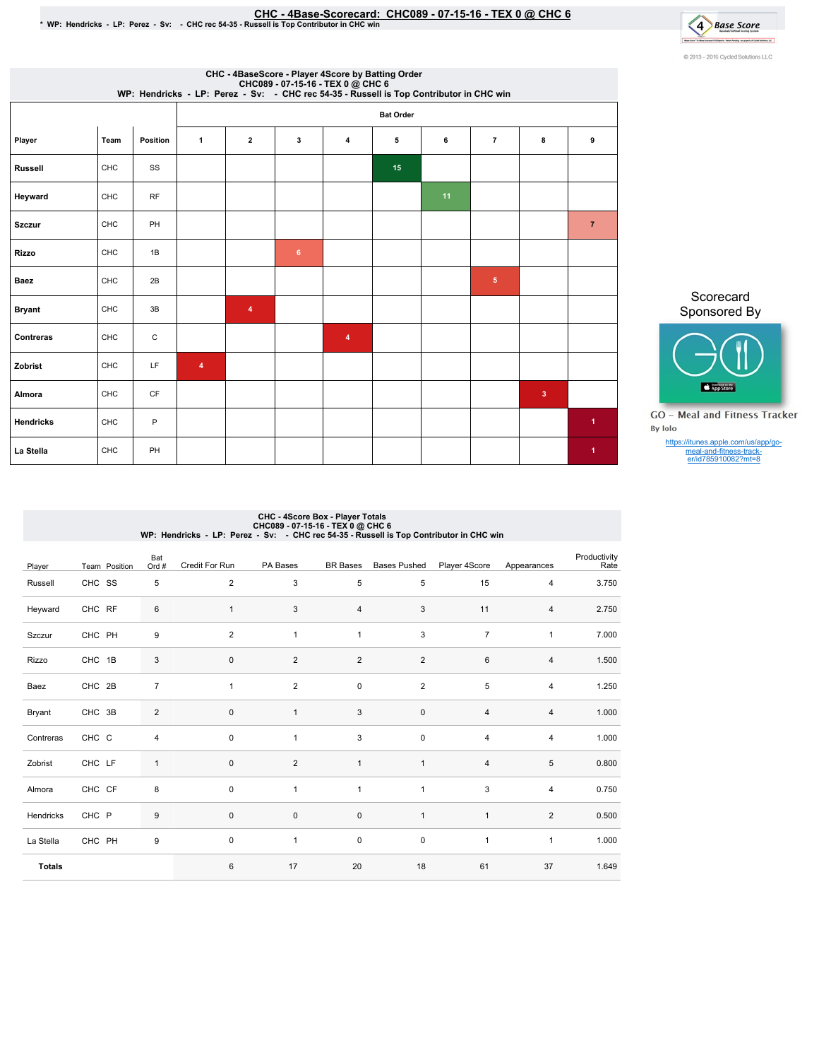# CHC - 4Base-Scorecard: CHC089 - 07-15-16 - TEX 0 @ CHC 6

\* WP: Hendricks - LP: Perez - Sv: - CHC rec 54-35 - Russell is Top Contributor in CHC win

© 2013 - 2016 Cycled Solutions LLC

## CHC - 4BaseScore - Player 4Score by Batting Order
CHC089 - 07-15-16 - TEX 0 @ CHC 6
WP: Hendricks - LP: Perez - Sv: - CHC rec 54-35 - Russell is Top Contributor in CHC win

| Player | Team | Position | Bat Order 1 | 2 | 3 | 4 | 5 | 6 | 7 | 8 | 9 |
|---|---|---|---|---|---|---|---|---|---|---|---|
| Russell | CHC | SS | | | | | 15 | | | | |
| Heyward | CHC | RF | | | | | | 11 | | | |
| Szczur | CHC | PH | | | | | | | | | 7 |
| Rizzo | CHC | 1B | | | 6 | | | | | | |
| Baez | CHC | 2B | | | | | | | 5 | | |
| Bryant | CHC | 3B | | 4 | | | | | | | |
| Contreras | CHC | C | | | | 4 | | | | | |
| Zobrist | CHC | LF | 4 | | | | | | | | |
| Almora | CHC | CF | | | | | | | | 3 | |
| Hendricks | CHC | P | | | | | | | | | 1 |
| La Stella | CHC | PH | | | | | | | | | 1 |

Scorecard Sponsored By

GO - Meal and Fitness Tracker
By Iolo

https://itunes.apple.com/us/app/go-meal-and-fitness-track-er/id785910082?mt=8

## CHC - 4Score Box - Player Totals
CHC089 - 07-15-16 - TEX 0 @ CHC 6
WP: Hendricks - LP: Perez - Sv: - CHC rec 54-35 - Russell is Top Contributor in CHC win

| Player | Team | Position | Bat Ord # | Credit For Run | PA Bases | BR Bases | Bases Pushed | Player 4Score | Appearances | Productivity Rate |
|---|---|---|---|---|---|---|---|---|---|---|
| Russell | CHC | SS | 5 | 2 | 3 | 5 | 5 | 15 | 4 | 3.750 |
| Heyward | CHC | RF | 6 | 1 | 3 | 4 | 3 | 11 | 4 | 2.750 |
| Szczur | CHC | PH | 9 | 2 | 1 | 1 | 3 | 7 | 1 | 7.000 |
| Rizzo | CHC | 1B | 3 | 0 | 2 | 2 | 2 | 6 | 4 | 1.500 |
| Baez | CHC | 2B | 7 | 1 | 2 | 0 | 2 | 5 | 4 | 1.250 |
| Bryant | CHC | 3B | 2 | 0 | 1 | 3 | 0 | 4 | 4 | 1.000 |
| Contreras | CHC | C | 4 | 0 | 1 | 3 | 0 | 4 | 4 | 1.000 |
| Zobrist | CHC | LF | 1 | 0 | 2 | 1 | 1 | 4 | 5 | 0.800 |
| Almora | CHC | CF | 8 | 0 | 1 | 1 | 1 | 3 | 4 | 0.750 |
| Hendricks | CHC | P | 9 | 0 | 0 | 0 | 1 | 1 | 2 | 0.500 |
| La Stella | CHC | PH | 9 | 0 | 1 | 0 | 0 | 1 | 1 | 1.000 |
| **Totals** | | | | 6 | 17 | 20 | 18 | 61 | 37 | 1.649 |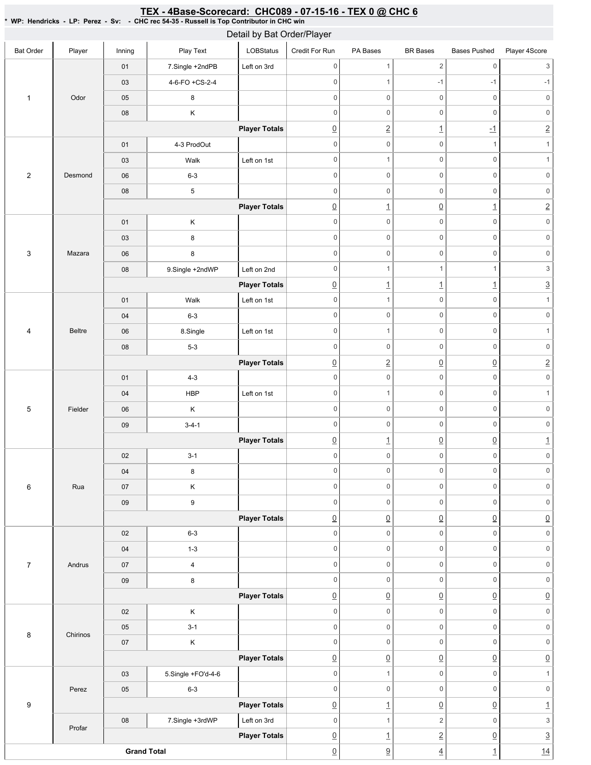## TEX - 4Base-Scorecard: CHC089 - 07-15-16 - TEX 0 @ CHC 6

* WP: Hendricks - LP: Perez - Sv: - CHC rec 54-35 - Russell is Top Contributor in CHC win

### Detail by Bat Order/Player

| Bat Order | Player | Inning | Play Text | LOBStatus | Credit For Run | PA Bases | BR Bases | Bases Pushed | Player 4Score |
|---|---|---|---|---|---|---|---|---|---|
| 1 | Odor | 01 | 7.Single +2ndPB | Left on 3rd | 0 | 1 | 2 | 0 | 3 |
| | | 03 | 4-6-FO +CS-2-4 | | 0 | 1 | -1 | -1 | -1 |
| | | 05 | 8 | | 0 | 0 | 0 | 0 | 0 |
| | | 08 | K | | 0 | 0 | 0 | 0 | 0 |
| | | | | **Player Totals** | 0 | 2 | 1 | -1 | 2 |
| 2 | Desmond | 01 | 4-3 ProdOut | | 0 | 0 | 0 | 1 | 1 |
| | | 03 | Walk | Left on 1st | 0 | 1 | 0 | 0 | 1 |
| | | 06 | 6-3 | | 0 | 0 | 0 | 0 | 0 |
| | | 08 | 5 | | 0 | 0 | 0 | 0 | 0 |
| | | | | **Player Totals** | 0 | 1 | 0 | 1 | 2 |
| 3 | Mazara | 01 | K | | 0 | 0 | 0 | 0 | 0 |
| | | 03 | 8 | | 0 | 0 | 0 | 0 | 0 |
| | | 06 | 8 | | 0 | 0 | 0 | 0 | 0 |
| | | 08 | 9.Single +2ndWP | Left on 2nd | 0 | 1 | 1 | 1 | 3 |
| | | | | **Player Totals** | 0 | 1 | 1 | 1 | 3 |
| 4 | Beltre | 01 | Walk | Left on 1st | 0 | 1 | 0 | 0 | 1 |
| | | 04 | 6-3 | | 0 | 0 | 0 | 0 | 0 |
| | | 06 | 8.Single | Left on 1st | 0 | 1 | 0 | 0 | 1 |
| | | 08 | 5-3 | | 0 | 0 | 0 | 0 | 0 |
| | | | | **Player Totals** | 0 | 2 | 0 | 0 | 2 |
| 5 | Fielder | 01 | 4-3 | | 0 | 0 | 0 | 0 | 0 |
| | | 04 | HBP | Left on 1st | 0 | 1 | 0 | 0 | 1 |
| | | 06 | K | | 0 | 0 | 0 | 0 | 0 |
| | | 09 | 3-4-1 | | 0 | 0 | 0 | 0 | 0 |
| | | | | **Player Totals** | 0 | 1 | 0 | 0 | 1 |
| 6 | Rua | 02 | 3-1 | | 0 | 0 | 0 | 0 | 0 |
| | | 04 | 8 | | 0 | 0 | 0 | 0 | 0 |
| | | 07 | K | | 0 | 0 | 0 | 0 | 0 |
| | | 09 | 9 | | 0 | 0 | 0 | 0 | 0 |
| | | | | **Player Totals** | 0 | 0 | 0 | 0 | 0 |
| 7 | Andrus | 02 | 6-3 | | 0 | 0 | 0 | 0 | 0 |
| | | 04 | 1-3 | | 0 | 0 | 0 | 0 | 0 |
| | | 07 | 4 | | 0 | 0 | 0 | 0 | 0 |
| | | 09 | 8 | | 0 | 0 | 0 | 0 | 0 |
| | | | | **Player Totals** | 0 | 0 | 0 | 0 | 0 |
| 8 | Chirinos | 02 | K | | 0 | 0 | 0 | 0 | 0 |
| | | 05 | 3-1 | | 0 | 0 | 0 | 0 | 0 |
| | | 07 | K | | 0 | 0 | 0 | 0 | 0 |
| | | | | **Player Totals** | 0 | 0 | 0 | 0 | 0 |
| 9 | Perez | 03 | 5.Single +FO'd-4-6 | | 0 | 1 | 0 | 0 | 1 |
| | | 05 | 6-3 | | 0 | 0 | 0 | 0 | 0 |
| | | | | **Player Totals** | 0 | 1 | 0 | 0 | 1 |
| | Profar | 08 | 7.Single +3rdWP | Left on 3rd | 0 | 1 | 2 | 0 | 3 |
| | | | | **Player Totals** | 0 | 1 | 2 | 0 | 3 |
| **Grand Total** | | | | | 0 | 9 | 4 | 1 | 14 |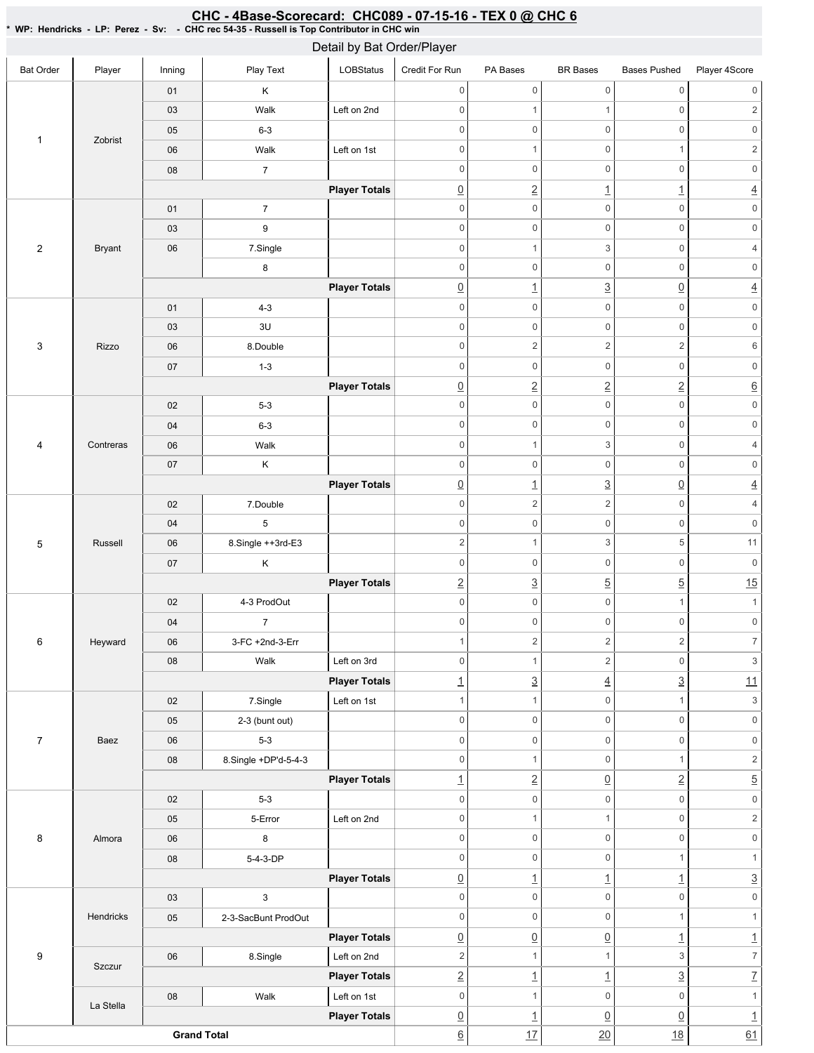## CHC - 4Base-Scorecard: CHC089 - 07-15-16 - TEX 0 @ CHC 6

* WP: Hendricks - LP: Perez - Sv: - CHC rec 54-35 - Russell is Top Contributor in CHC win

### Detail by Bat Order/Player

| Bat Order | Player | Inning | Play Text | LOBStatus | Credit For Run | PA Bases | BR Bases | Bases Pushed | Player 4Score |
|---|---|---|---|---|---|---|---|---|---|
| 1 | Zobrist | 01 | K | | 0 | 0 | 0 | 0 | 0 |
| | | 03 | Walk | Left on 2nd | 0 | 1 | 1 | 0 | 2 |
| | | 05 | 6-3 | | 0 | 0 | 0 | 0 | 0 |
| | | 06 | Walk | Left on 1st | 0 | 1 | 0 | 1 | 2 |
| | | 08 | 7 | | 0 | 0 | 0 | 0 | 0 |
| | | | | **Player Totals** | 0 | 2 | 1 | 1 | 4 |
| 2 | Bryant | 01 | 7 | | 0 | 0 | 0 | 0 | 0 |
| | | 03 | 9 | | 0 | 0 | 0 | 0 | 0 |
| | | 06 | 7.Single | | 0 | 1 | 3 | 0 | 4 |
| | | | 8 | | 0 | 0 | 0 | 0 | 0 |
| | | | | **Player Totals** | 0 | 1 | 3 | 0 | 4 |
| 3 | Rizzo | 01 | 4-3 | | 0 | 0 | 0 | 0 | 0 |
| | | 03 | 3U | | 0 | 0 | 0 | 0 | 0 |
| | | 06 | 8.Double | | 0 | 2 | 2 | 2 | 6 |
| | | 07 | 1-3 | | 0 | 0 | 0 | 0 | 0 |
| | | | | **Player Totals** | 0 | 2 | 2 | 2 | 6 |
| 4 | Contreras | 02 | 5-3 | | 0 | 0 | 0 | 0 | 0 |
| | | 04 | 6-3 | | 0 | 0 | 0 | 0 | 0 |
| | | 06 | Walk | | 0 | 1 | 3 | 0 | 4 |
| | | 07 | K | | 0 | 0 | 0 | 0 | 0 |
| | | | | **Player Totals** | 0 | 1 | 3 | 0 | 4 |
| 5 | Russell | 02 | 7.Double | | 0 | 2 | 2 | 0 | 4 |
| | | 04 | 5 | | 0 | 0 | 0 | 0 | 0 |
| | | 06 | 8.Single ++3rd-E3 | | 2 | 1 | 3 | 5 | 11 |
| | | 07 | K | | 0 | 0 | 0 | 0 | 0 |
| | | | | **Player Totals** | 2 | 3 | 5 | 5 | 15 |
| 6 | Heyward | 02 | 4-3 ProdOut | | 0 | 0 | 0 | 1 | 1 |
| | | 04 | 7 | | 0 | 0 | 0 | 0 | 0 |
| | | 06 | 3-FC +2nd-3-Err | | 1 | 2 | 2 | 2 | 7 |
| | | 08 | Walk | Left on 3rd | 0 | 1 | 2 | 0 | 3 |
| | | | | **Player Totals** | 1 | 3 | 4 | 3 | 11 |
| 7 | Baez | 02 | 7.Single | Left on 1st | 1 | 1 | 0 | 1 | 3 |
| | | 05 | 2-3 (bunt out) | | 0 | 0 | 0 | 0 | 0 |
| | | 06 | 5-3 | | 0 | 0 | 0 | 0 | 0 |
| | | 08 | 8.Single +DP'd-5-4-3 | | 0 | 1 | 0 | 1 | 2 |
| | | | | **Player Totals** | 1 | 2 | 0 | 2 | 5 |
| 8 | Almora | 02 | 5-3 | | 0 | 0 | 0 | 0 | 0 |
| | | 05 | 5-Error | Left on 2nd | 0 | 1 | 1 | 0 | 2 |
| | | 06 | 8 | | 0 | 0 | 0 | 0 | 0 |
| | | 08 | 5-4-3-DP | | 0 | 0 | 0 | 1 | 1 |
| | | | | **Player Totals** | 0 | 1 | 1 | 1 | 3 |
| 9 | Hendricks | 03 | 3 | | 0 | 0 | 0 | 0 | 0 |
| | | 05 | 2-3-SacBunt ProdOut | | 0 | 0 | 0 | 1 | 1 |
| | | | | **Player Totals** | 0 | 0 | 0 | 1 | 1 |
| | Szczur | 06 | 8.Single | Left on 2nd | 2 | 1 | 1 | 3 | 7 |
| | | | | **Player Totals** | 2 | 1 | 1 | 3 | 7 |
| | La Stella | 08 | Walk | Left on 1st | 0 | 1 | 0 | 0 | 1 |
| | | | | **Player Totals** | 0 | 1 | 0 | 0 | 1 |
| **Grand Total** | | | | | 6 | 17 | 20 | 18 | 61 |